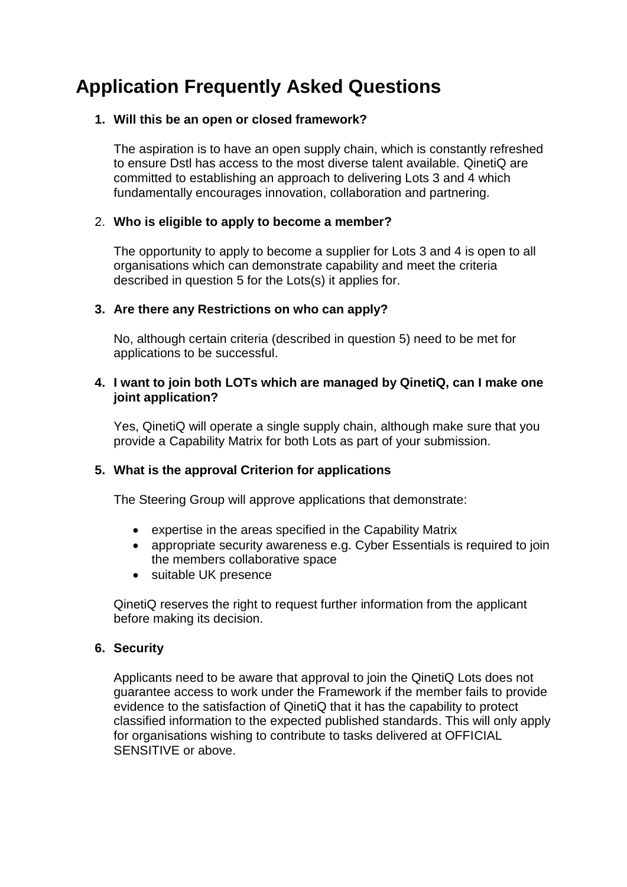# Application Frequently Asked Questions

1. **Will this be an open or closed framework?**

   The aspiration is to have an open supply chain, which is constantly refreshed to ensure Dstl has access to the most diverse talent available. QinetiQ are committed to establishing an approach to delivering Lots 3 and 4 which fundamentally encourages innovation, collaboration and partnering.

2. **Who is eligible to apply to become a member?**

   The opportunity to apply to become a supplier for Lots 3 and 4 is open to all organisations which can demonstrate capability and meet the criteria described in question 5 for the Lots(s) it applies for.

3. **Are there any Restrictions on who can apply?**

   No, although certain criteria (described in question 5) need to be met for applications to be successful.

4. **I want to join both LOTs which are managed by QinetiQ, can I make one joint application?**

   Yes, QinetiQ will operate a single supply chain, although make sure that you provide a Capability Matrix for both Lots as part of your submission.

5. **What is the approval Criterion for applications**

   The Steering Group will approve applications that demonstrate:

   - expertise in the areas specified in the Capability Matrix
   - appropriate security awareness e.g. Cyber Essentials is required to join the members collaborative space
   - suitable UK presence

   QinetiQ reserves the right to request further information from the applicant before making its decision.

6. **Security**

   Applicants need to be aware that approval to join the QinetiQ Lots does not guarantee access to work under the Framework if the member fails to provide evidence to the satisfaction of QinetiQ that it has the capability to protect classified information to the expected published standards. This will only apply for organisations wishing to contribute to tasks delivered at OFFICIAL SENSITIVE or above.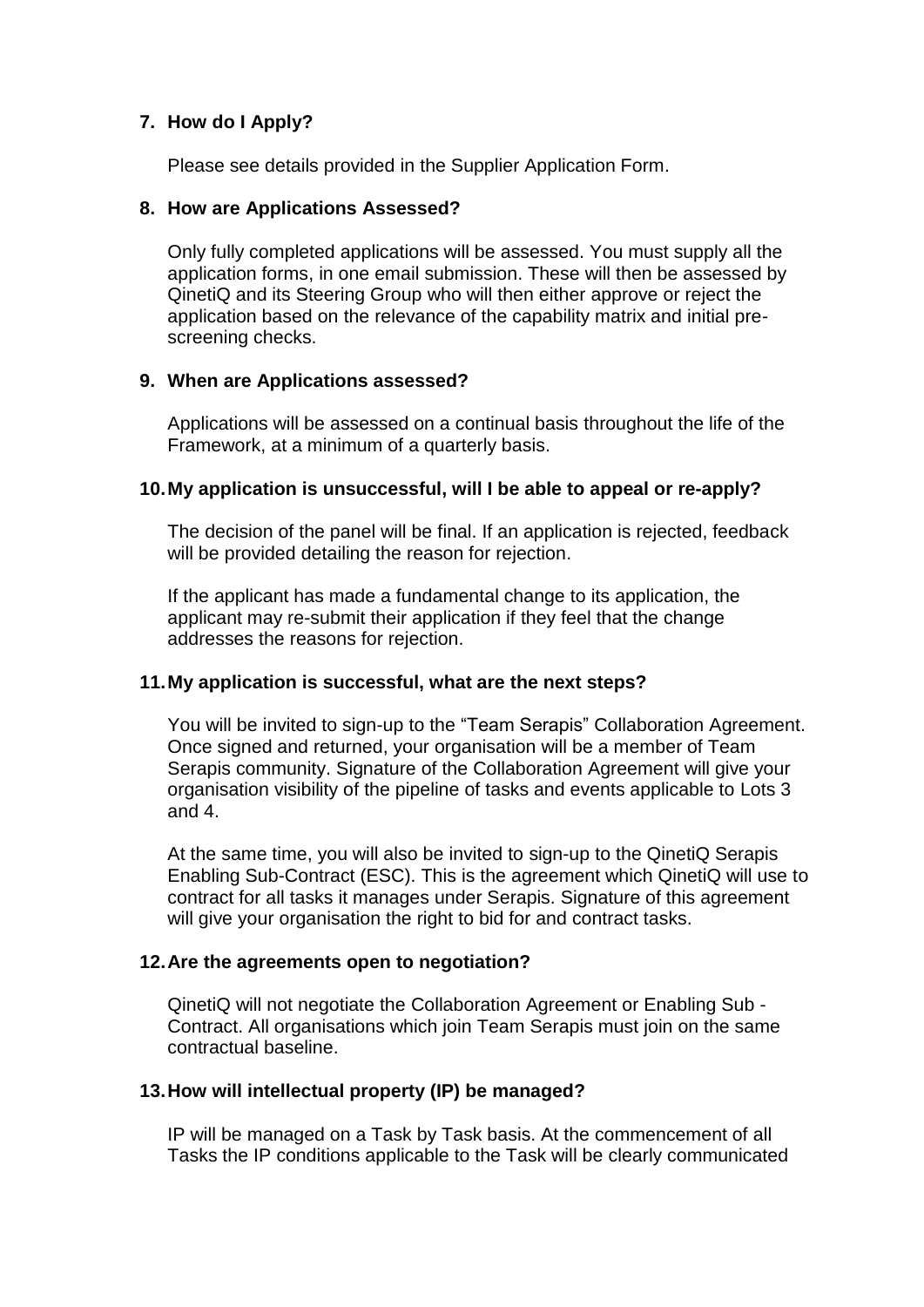**7. How do I Apply?**

Please see details provided in the Supplier Application Form.

**8. How are Applications Assessed?**

Only fully completed applications will be assessed. You must supply all the application forms, in one email submission. These will then be assessed by QinetiQ and its Steering Group who will then either approve or reject the application based on the relevance of the capability matrix and initial pre-screening checks.

**9. When are Applications assessed?**

Applications will be assessed on a continual basis throughout the life of the Framework, at a minimum of a quarterly basis.

**10. My application is unsuccessful, will I be able to appeal or re-apply?**

The decision of the panel will be final. If an application is rejected, feedback will be provided detailing the reason for rejection.

If the applicant has made a fundamental change to its application, the applicant may re-submit their application if they feel that the change addresses the reasons for rejection.

**11. My application is successful, what are the next steps?**

You will be invited to sign-up to the "Team Serapis" Collaboration Agreement. Once signed and returned, your organisation will be a member of Team Serapis community. Signature of the Collaboration Agreement will give your organisation visibility of the pipeline of tasks and events applicable to Lots 3 and 4.

At the same time, you will also be invited to sign-up to the QinetiQ Serapis Enabling Sub-Contract (ESC). This is the agreement which QinetiQ will use to contract for all tasks it manages under Serapis. Signature of this agreement will give your organisation the right to bid for and contract tasks.

**12. Are the agreements open to negotiation?**

QinetiQ will not negotiate the Collaboration Agreement or Enabling Sub - Contract. All organisations which join Team Serapis must join on the same contractual baseline.

**13. How will intellectual property (IP) be managed?**

IP will be managed on a Task by Task basis. At the commencement of all Tasks the IP conditions applicable to the Task will be clearly communicated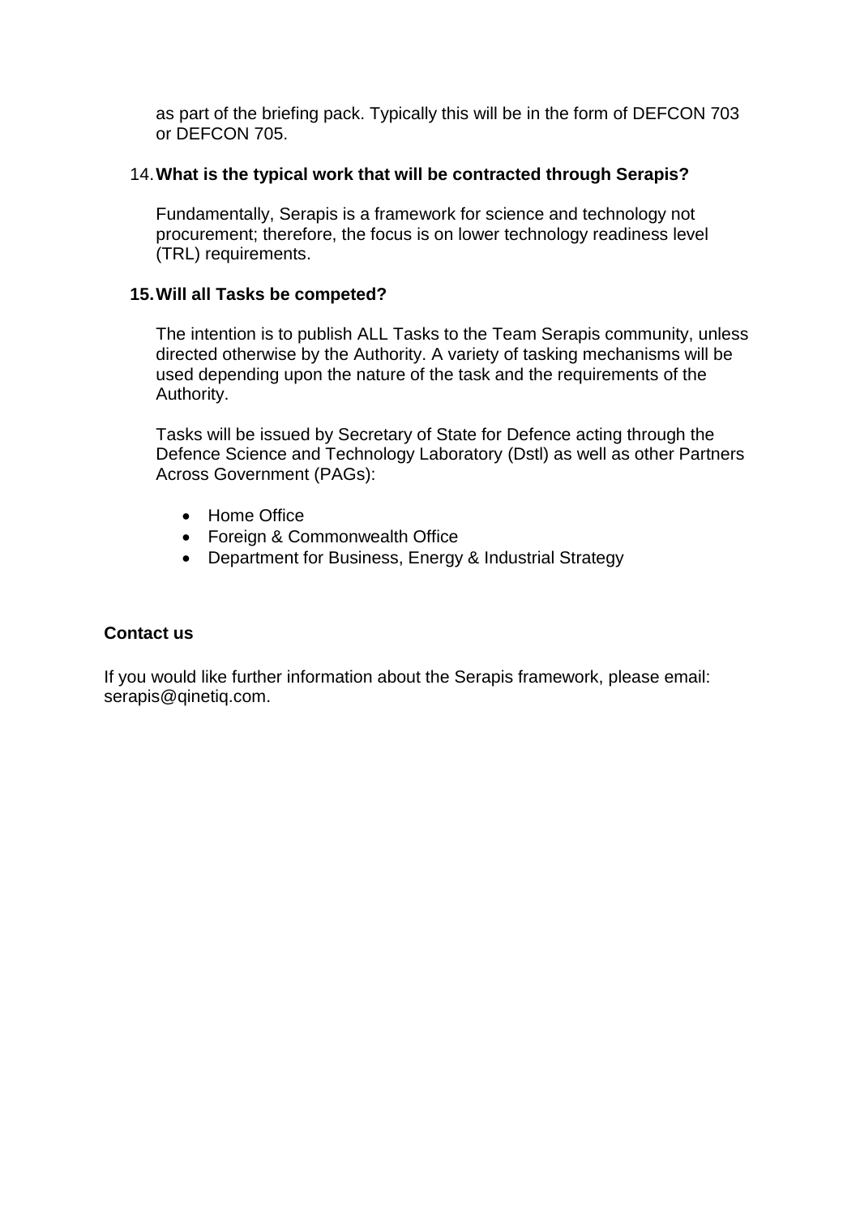as part of the briefing pack. Typically this will be in the form of DEFCON 703 or DEFCON 705.

14. **What is the typical work that will be contracted through Serapis?**

Fundamentally, Serapis is a framework for science and technology not procurement; therefore, the focus is on lower technology readiness level (TRL) requirements.

15. **Will all Tasks be competed?**

The intention is to publish ALL Tasks to the Team Serapis community, unless directed otherwise by the Authority. A variety of tasking mechanisms will be used depending upon the nature of the task and the requirements of the Authority.

Tasks will be issued by Secretary of State for Defence acting through the Defence Science and Technology Laboratory (Dstl) as well as other Partners Across Government (PAGs):

- Home Office
- Foreign & Commonwealth Office
- Department for Business, Energy & Industrial Strategy

**Contact us**

If you would like further information about the Serapis framework, please email: serapis@qinetiq.com.